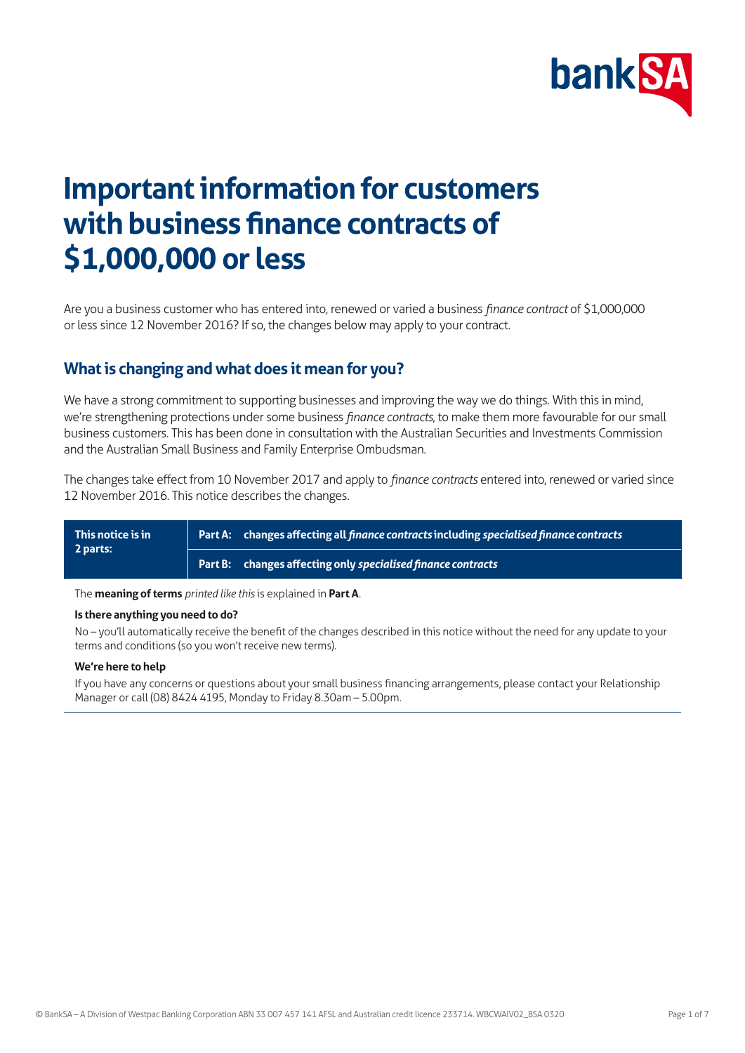# Important information for customers with business finance contracts of $1,000,000 or less

Are you a business customer who has entered into, renewed or varied a business *finance contract* of $1,000,000 or less since 12 November 2016? If so, the changes below may apply to your contract.

## What is changing and what does it mean for you?

We have a strong commitment to supporting businesses and improving the way we do things. With this in mind, we're strengthening protections under some business *finance contracts*, to make them more favourable for our small business customers. This has been done in consultation with the Australian Securities and Investments Commission and the Australian Small Business and Family Enterprise Ombudsman.

The changes take effect from 10 November 2017 and apply to *finance contracts* entered into, renewed or varied since 12 November 2016. This notice describes the changes.

| This notice is in 2 parts: | |
|---|---|
| | **Part A: changes affecting all *finance contracts* including *specialised finance contracts*** |
| | **Part B: changes affecting only *specialised finance contracts*** |

The **meaning of terms** *printed like this* is explained in **Part A**.

**Is there anything you need to do?**

No – you'll automatically receive the benefit of the changes described in this notice without the need for any update to your terms and conditions (so you won't receive new terms).

**We're here to help**

If you have any concerns or questions about your small business financing arrangements, please contact your Relationship Manager or call (08) 8424 4195, Monday to Friday 8.30am – 5.00pm.

© BankSA – A Division of Westpac Banking Corporation ABN 33 007 457 141 AFSL and Australian credit licence 233714. WBCWAIV02_BSA 0320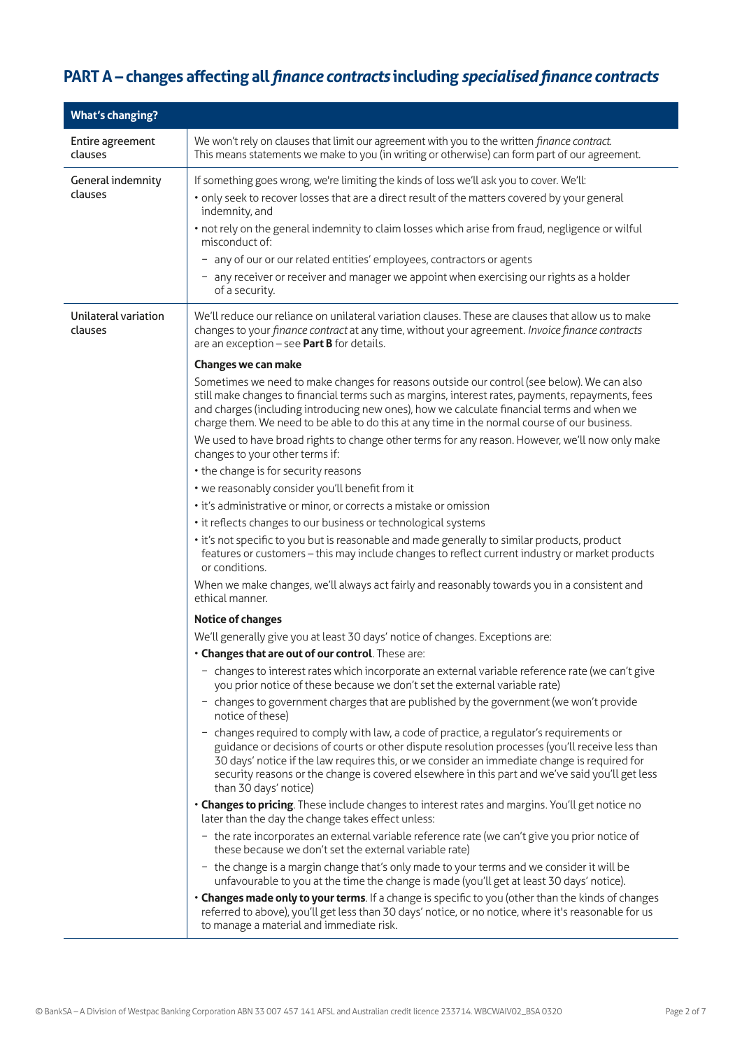## PART A – changes affecting all *finance contracts* including *specialised finance contracts*

| What's changing? | |
|---|---|
| Entire agreement clauses | We won't rely on clauses that limit our agreement with you to the written *finance contract*. This means statements we make to you (in writing or otherwise) can form part of our agreement. |
| General indemnity clauses | If something goes wrong, we're limiting the kinds of loss we'll ask you to cover. We'll:<br>• only seek to recover losses that are a direct result of the matters covered by your general indemnity, and<br>• not rely on the general indemnity to claim losses which arise from fraud, negligence or wilful misconduct of:<br>– any of our or our related entities' employees, contractors or agents<br>– any receiver or receiver and manager we appoint when exercising our rights as a holder of a security. |
| Unilateral variation clauses | We'll reduce our reliance on unilateral variation clauses. These are clauses that allow us to make changes to your *finance contract* at any time, without your agreement. *Invoice finance contracts* are an exception – see **Part B** for details.<br><br>**Changes we can make**<br>Sometimes we need to make changes for reasons outside our control (see below). We can also still make changes to financial terms such as margins, interest rates, payments, repayments, fees and charges (including introducing new ones), how we calculate financial terms and when we charge them. We need to be able to do this at any time in the normal course of our business.<br>We used to have broad rights to change other terms for any reason. However, we'll now only make changes to your other terms if:<br>• the change is for security reasons<br>• we reasonably consider you'll benefit from it<br>• it's administrative or minor, or corrects a mistake or omission<br>• it reflects changes to our business or technological systems<br>• it's not specific to you but is reasonable and made generally to similar products, product features or customers – this may include changes to reflect current industry or market products or conditions.<br>When we make changes, we'll always act fairly and reasonably towards you in a consistent and ethical manner.<br><br>**Notice of changes**<br>We'll generally give you at least 30 days' notice of changes. Exceptions are:<br>• **Changes that are out of our control**. These are:<br>– changes to interest rates which incorporate an external variable reference rate (we can't give you prior notice of these because we don't set the external variable rate)<br>– changes to government charges that are published by the government (we won't provide notice of these)<br>– changes required to comply with law, a code of practice, a regulator's requirements or guidance or decisions of courts or other dispute resolution processes (you'll receive less than 30 days' notice if the law requires this, or we consider an immediate change is required for security reasons or the change is covered elsewhere in this part and we've said you'll get less than 30 days' notice)<br>• **Changes to pricing**. These include changes to interest rates and margins. You'll get notice no later than the day the change takes effect unless:<br>– the rate incorporates an external variable reference rate (we can't give you prior notice of these because we don't set the external variable rate)<br>– the change is a margin change that's only made to your terms and we consider it will be unfavourable to you at the time the change is made (you'll get at least 30 days' notice).<br>• **Changes made only to your terms**. If a change is specific to you (other than the kinds of changes referred to above), you'll get less than 30 days' notice, or no notice, where it's reasonable for us to manage a material and immediate risk. |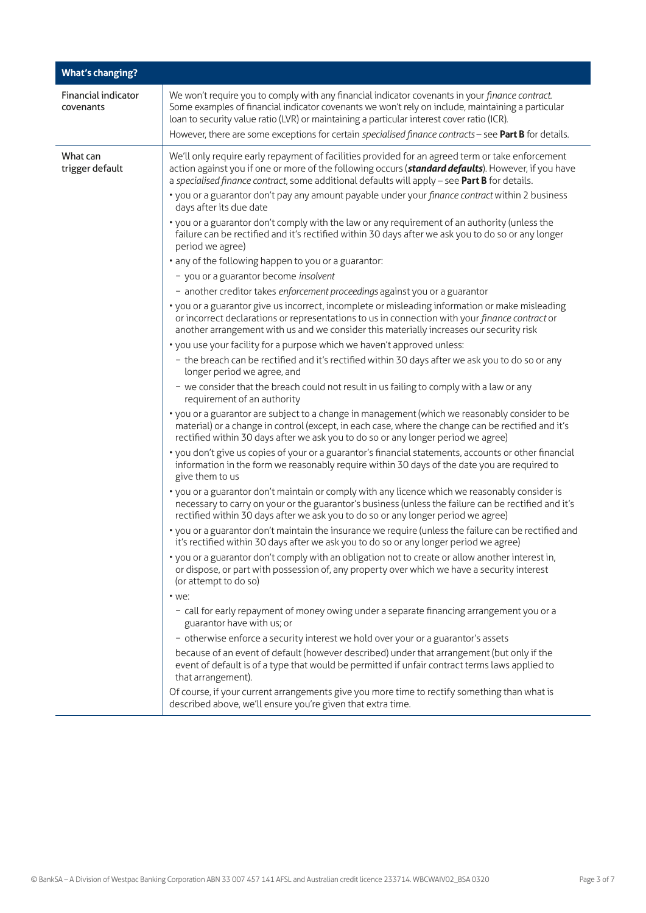| What's changing? | |
|---|---|
| Financial indicator covenants | We won't require you to comply with any financial indicator covenants in your *finance contract*. Some examples of financial indicator covenants we won't rely on include, maintaining a particular loan to security value ratio (LVR) or maintaining a particular interest cover ratio (ICR).<br><br>However, there are some exceptions for certain *specialised finance contracts* – see **Part B** for details. |
| What can trigger default | We'll only require early repayment of facilities provided for an agreed term or take enforcement action against you if one or more of the following occurs (***standard defaults***). However, if you have a *specialised finance contract*, some additional defaults will apply – see **Part B** for details.<br><br>• you or a guarantor don't pay any amount payable under your *finance contract* within 2 business days after its due date<br><br>• you or a guarantor don't comply with the law or any requirement of an authority (unless the failure can be rectified and it's rectified within 30 days after we ask you to do so or any longer period we agree)<br><br>• any of the following happen to you or a guarantor:<br>– you or a guarantor become *insolvent*<br>– another creditor takes *enforcement proceedings* against you or a guarantor<br><br>• you or a guarantor give us incorrect, incomplete or misleading information or make misleading or incorrect declarations or representations to us in connection with your *finance contract* or another arrangement with us and we consider this materially increases our security risk<br><br>• you use your facility for a purpose which we haven't approved unless:<br>– the breach can be rectified and it's rectified within 30 days after we ask you to do so or any longer period we agree, and<br>– we consider that the breach could not result in us failing to comply with a law or any requirement of an authority<br><br>• you or a guarantor are subject to a change in management (which we reasonably consider to be material) or a change in control (except, in each case, where the change can be rectified and it's rectified within 30 days after we ask you to do so or any longer period we agree)<br><br>• you don't give us copies of your or a guarantor's financial statements, accounts or other financial information in the form we reasonably require within 30 days of the date you are required to give them to us<br><br>• you or a guarantor don't maintain or comply with any licence which we reasonably consider is necessary to carry on your or the guarantor's business (unless the failure can be rectified and it's rectified within 30 days after we ask you to do so or any longer period we agree)<br><br>• you or a guarantor don't maintain the insurance we require (unless the failure can be rectified and it's rectified within 30 days after we ask you to do so or any longer period we agree)<br><br>• you or a guarantor don't comply with an obligation not to create or allow another interest in, or dispose, or part with possession of, any property over which we have a security interest (or attempt to do so)<br><br>• we:<br>– call for early repayment of money owing under a separate financing arrangement you or a guarantor have with us; or<br>– otherwise enforce a security interest we hold over your or a guarantor's assets<br><br>because of an event of default (however described) under that arrangement (but only if the event of default is of a type that would be permitted if unfair contract terms laws applied to that arrangement).<br><br>Of course, if your current arrangements give you more time to rectify something than what is described above, we'll ensure you're given that extra time. |

© BankSA – A Division of Westpac Banking Corporation ABN 33 007 457 141 AFSL and Australian credit licence 233714. WBCWAIV02_BSA 0320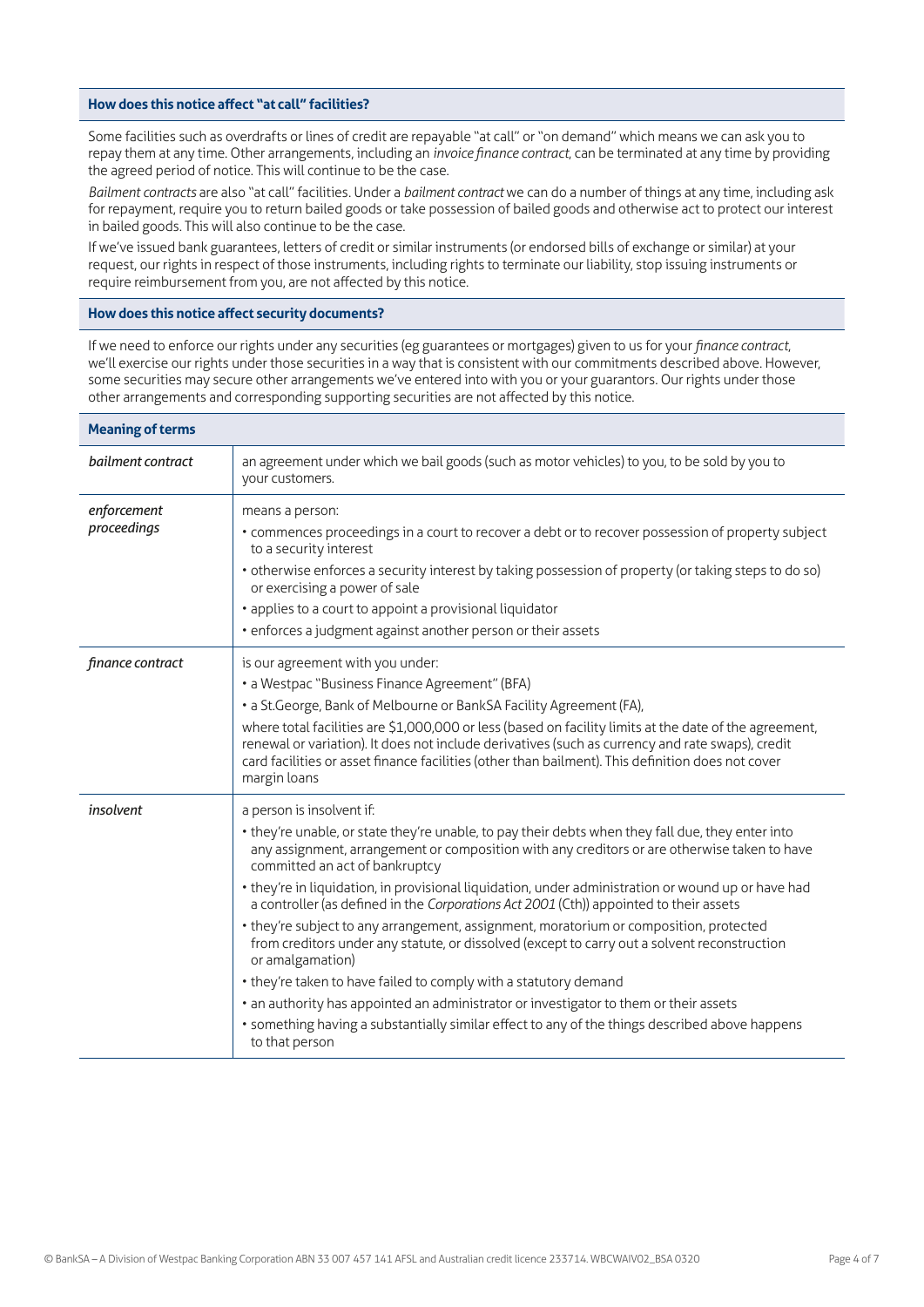### How does this notice affect "at call" facilities?

Some facilities such as overdrafts or lines of credit are repayable "at call" or "on demand" which means we can ask you to repay them at any time. Other arrangements, including an *invoice finance contract*, can be terminated at any time by providing the agreed period of notice. This will continue to be the case.

*Bailment contracts* are also "at call" facilities. Under a *bailment contract* we can do a number of things at any time, including ask for repayment, require you to return bailed goods or take possession of bailed goods and otherwise act to protect our interest in bailed goods. This will also continue to be the case.

If we've issued bank guarantees, letters of credit or similar instruments (or endorsed bills of exchange or similar) at your request, our rights in respect of those instruments, including rights to terminate our liability, stop issuing instruments or require reimbursement from you, are not affected by this notice.

### How does this notice affect security documents?

If we need to enforce our rights under any securities (eg guarantees or mortgages) given to us for your *finance contract*, we'll exercise our rights under those securities in a way that is consistent with our commitments described above. However, some securities may secure other arrangements we've entered into with you or your guarantors. Our rights under those other arrangements and corresponding supporting securities are not affected by this notice.

### Meaning of terms

| Term | Meaning |
|---|---|
| *bailment contract* | an agreement under which we bail goods (such as motor vehicles) to you, to be sold by you to your customers. |
| *enforcement proceedings* | means a person:<br>• commences proceedings in a court to recover a debt or to recover possession of property subject to a security interest<br>• otherwise enforces a security interest by taking possession of property (or taking steps to do so) or exercising a power of sale<br>• applies to a court to appoint a provisional liquidator<br>• enforces a judgment against another person or their assets |
| *finance contract* | is our agreement with you under:<br>• a Westpac "Business Finance Agreement" (BFA)<br>• a St.George, Bank of Melbourne or BankSA Facility Agreement (FA),<br>where total facilities are $1,000,000 or less (based on facility limits at the date of the agreement, renewal or variation). It does not include derivatives (such as currency and rate swaps), credit card facilities or asset finance facilities (other than bailment). This definition does not cover margin loans |
| *insolvent* | a person is insolvent if:<br>• they're unable, or state they're unable, to pay their debts when they fall due, they enter into any assignment, arrangement or composition with any creditors or are otherwise taken to have committed an act of bankruptcy<br>• they're in liquidation, in provisional liquidation, under administration or wound up or have had a controller (as defined in the *Corporations Act 2001* (Cth)) appointed to their assets<br>• they're subject to any arrangement, assignment, moratorium or composition, protected from creditors under any statute, or dissolved (except to carry out a solvent reconstruction or amalgamation)<br>• they're taken to have failed to comply with a statutory demand<br>• an authority has appointed an administrator or investigator to them or their assets<br>• something having a substantially similar effect to any of the things described above happens to that person |

© BankSA – A Division of Westpac Banking Corporation ABN 33 007 457 141 AFSL and Australian credit licence 233714. WBCWAIV02_BSA 0320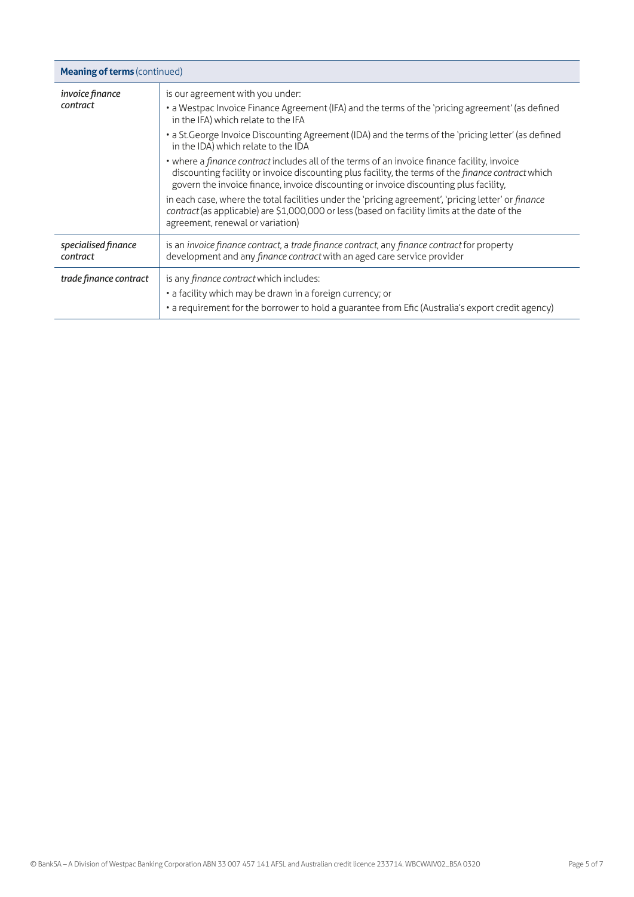| **Meaning of terms** (continued) | |
|---|---|
| *invoice finance contract* | is our agreement with you under:<br>• a Westpac Invoice Finance Agreement (IFA) and the terms of the 'pricing agreement' (as defined in the IFA) which relate to the IFA<br>• a St.George Invoice Discounting Agreement (IDA) and the terms of the 'pricing letter' (as defined in the IDA) which relate to the IDA<br>• where a *finance contract* includes all of the terms of an invoice finance facility, invoice discounting facility or invoice discounting plus facility, the terms of the *finance contract* which govern the invoice finance, invoice discounting or invoice discounting plus facility,<br>in each case, where the total facilities under the 'pricing agreement', 'pricing letter' or *finance contract* (as applicable) are $1,000,000 or less (based on facility limits at the date of the agreement, renewal or variation) |
| *specialised finance contract* | is an *invoice finance contract*, a *trade finance contract*, any *finance contract* for property development and any *finance contract* with an aged care service provider |
| *trade finance contract* | is any *finance contract* which includes:<br>• a facility which may be drawn in a foreign currency; or<br>• a requirement for the borrower to hold a guarantee from Efic (Australia's export credit agency) |

© BankSA – A Division of Westpac Banking Corporation ABN 33 007 457 141 AFSL and Australian credit licence 233714. WBCWAIV02_BSA 0320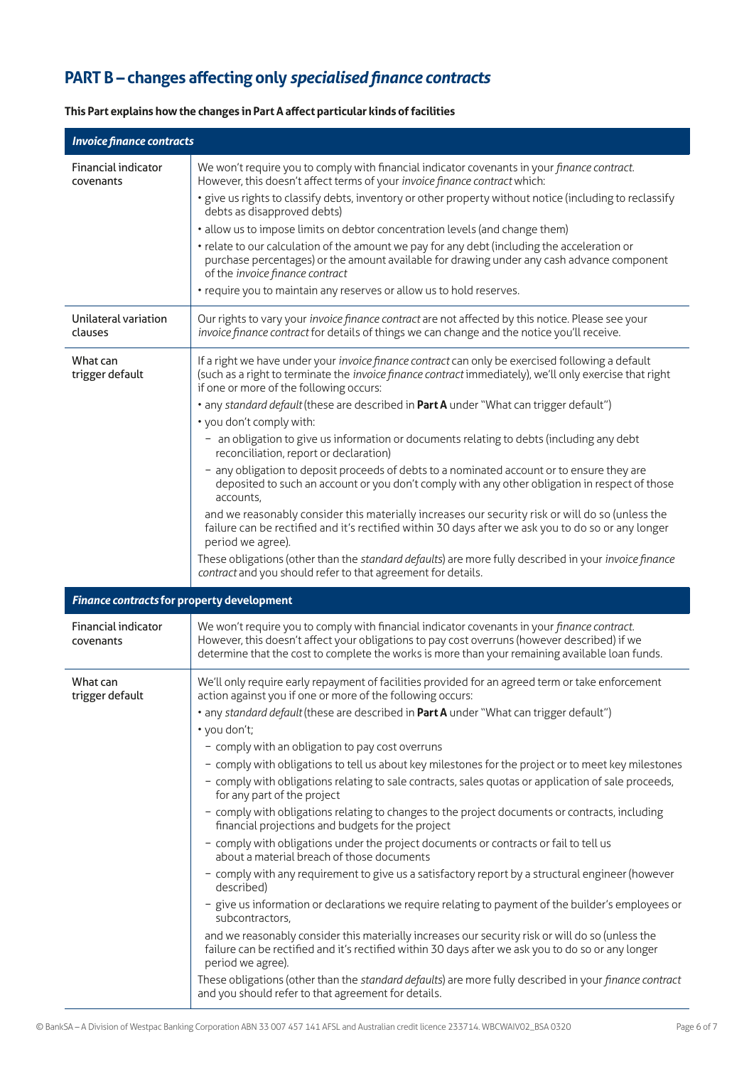## PART B – changes affecting only *specialised finance contracts*

**This Part explains how the changes in Part A affect particular kinds of facilities**

| ***Invoice finance contracts*** | |
|---|---|
| Financial indicator covenants | We won't require you to comply with financial indicator covenants in your *finance contract*. However, this doesn't affect terms of your *invoice finance contract* which:<br>• give us rights to classify debts, inventory or other property without notice (including to reclassify debts as disapproved debts)<br>• allow us to impose limits on debtor concentration levels (and change them)<br>• relate to our calculation of the amount we pay for any debt (including the acceleration or purchase percentages) or the amount available for drawing under any cash advance component of the *invoice finance contract*<br>• require you to maintain any reserves or allow us to hold reserves. |
| Unilateral variation clauses | Our rights to vary your *invoice finance contract* are not affected by this notice. Please see your *invoice finance contract* for details of things we can change and the notice you'll receive. |
| What can trigger default | If a right we have under your *invoice finance contract* can only be exercised following a default (such as a right to terminate the *invoice finance contract* immediately), we'll only exercise that right if one or more of the following occurs:<br>• any *standard default* (these are described in **Part A** under "What can trigger default")<br>• you don't comply with:<br>– an obligation to give us information or documents relating to debts (including any debt reconciliation, report or declaration)<br>– any obligation to deposit proceeds of debts to a nominated account or to ensure they are deposited to such an account or you don't comply with any other obligation in respect of those accounts,<br>and we reasonably consider this materially increases our security risk or will do so (unless the failure can be rectified and it's rectified within 30 days after we ask you to do so or any longer period we agree).<br>These obligations (other than the *standard defaults*) are more fully described in your *invoice finance contract* and you should refer to that agreement for details. |
| ***Finance contracts* for property development** | |
| Financial indicator covenants | We won't require you to comply with financial indicator covenants in your *finance contract*. However, this doesn't affect your obligations to pay cost overruns (however described) if we determine that the cost to complete the works is more than your remaining available loan funds. |
| What can trigger default | We'll only require early repayment of facilities provided for an agreed term or take enforcement action against you if one or more of the following occurs:<br>• any *standard default* (these are described in **Part A** under "What can trigger default")<br>• you don't;<br>– comply with an obligation to pay cost overruns<br>– comply with obligations to tell us about key milestones for the project or to meet key milestones<br>– comply with obligations relating to sale contracts, sales quotas or application of sale proceeds, for any part of the project<br>– comply with obligations relating to changes to the project documents or contracts, including financial projections and budgets for the project<br>– comply with obligations under the project documents or contracts or fail to tell us about a material breach of those documents<br>– comply with any requirement to give us a satisfactory report by a structural engineer (however described)<br>– give us information or declarations we require relating to payment of the builder's employees or subcontractors,<br>and we reasonably consider this materially increases our security risk or will do so (unless the failure can be rectified and it's rectified within 30 days after we ask you to do so or any longer period we agree).<br>These obligations (other than the *standard defaults*) are more fully described in your *finance contract* and you should refer to that agreement for details. |

© BankSA – A Division of Westpac Banking Corporation ABN 33 007 457 141 AFSL and Australian credit licence 233714. WBCWAIV02_BSA 0320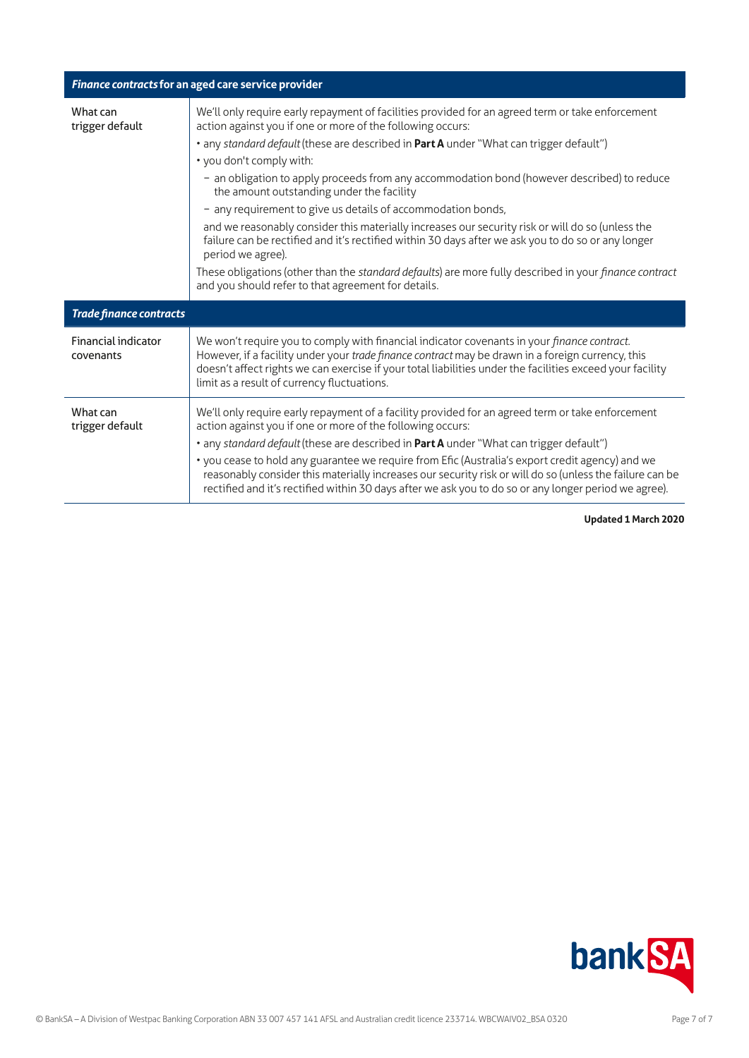| ***Finance contracts* for an aged care service provider** | |
|---|---|
| What can trigger default | We'll only require early repayment of facilities provided for an agreed term or take enforcement action against you if one or more of the following occurs:<br>• any *standard default* (these are described in **Part A** under "What can trigger default")<br>• you don't comply with:<br>  – an obligation to apply proceeds from any accommodation bond (however described) to reduce the amount outstanding under the facility<br>  – any requirement to give us details of accommodation bonds,<br>and we reasonably consider this materially increases our security risk or will do so (unless the failure can be rectified and it's rectified within 30 days after we ask you to do so or any longer period we agree).<br>These obligations (other than the *standard defaults*) are more fully described in your *finance contract* and you should refer to that agreement for details. |

| ***Trade finance contracts*** | |
|---|---|
| Financial indicator covenants | We won't require you to comply with financial indicator covenants in your *finance contract*. However, if a facility under your *trade finance contract* may be drawn in a foreign currency, this doesn't affect rights we can exercise if your total liabilities under the facilities exceed your facility limit as a result of currency fluctuations. |
| What can trigger default | We'll only require early repayment of a facility provided for an agreed term or take enforcement action against you if one or more of the following occurs:<br>• any *standard default* (these are described in **Part A** under "What can trigger default")<br>• you cease to hold any guarantee we require from Efic (Australia's export credit agency) and we reasonably consider this materially increases our security risk or will do so (unless the failure can be rectified and it's rectified within 30 days after we ask you to do so or any longer period we agree). |

**Updated 1 March 2020**

© BankSA – A Division of Westpac Banking Corporation ABN 33 007 457 141 AFSL and Australian credit licence 233714. WBCWAIV02_BSA 0320